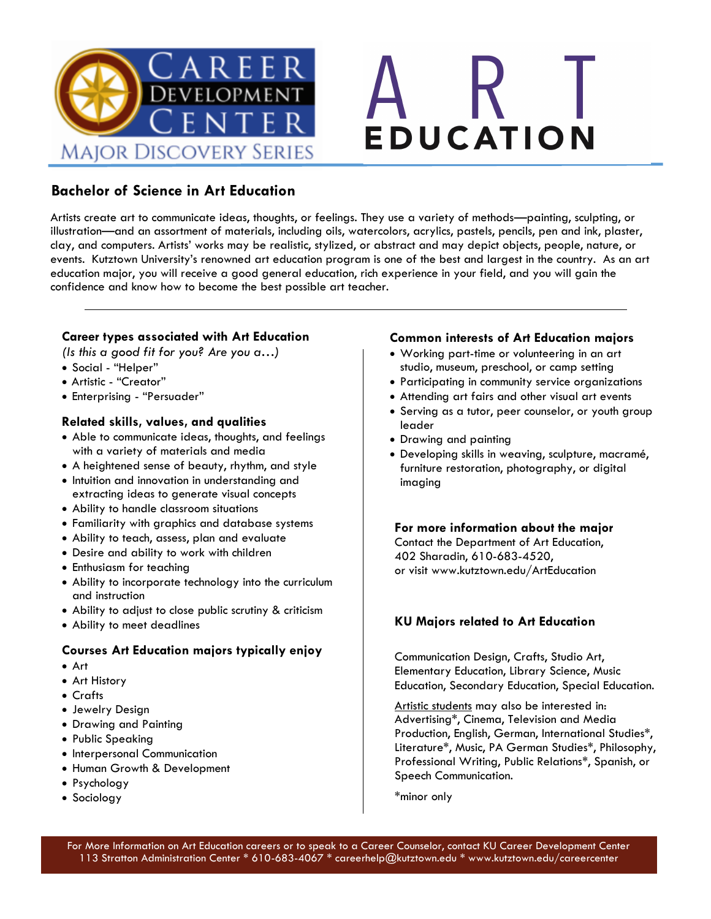# CAREER DEVELOPMENT CENTER

MAJOR DISCOVERY SERIES

# ART EDUCATION

## Bachelor of Science in Art Education

Artists create art to communicate ideas, thoughts, or feelings. They use a variety of methods—painting, sculpting, or illustration—and an assortment of materials, including oils, watercolors, acrylics, pastels, pencils, pen and ink, plaster, clay, and computers. Artists' works may be realistic, stylized, or abstract and may depict objects, people, nature, or events. Kutztown University's renowned art education program is one of the best and largest in the country. As an art education major, you will receive a good general education, rich experience in your field, and you will gain the confidence and know how to become the best possible art teacher.

---

### Career types associated with Art Education

*(Is this a good fit for you? Are you a…)*

- Social - "Helper"
- Artistic - "Creator"
- Enterprising - "Persuader"

### Related skills, values, and qualities

- Able to communicate ideas, thoughts, and feelings with a variety of materials and media
- A heightened sense of beauty, rhythm, and style
- Intuition and innovation in understanding and extracting ideas to generate visual concepts
- Ability to handle classroom situations
- Familiarity with graphics and database systems
- Ability to teach, assess, plan and evaluate
- Desire and ability to work with children
- Enthusiasm for teaching
- Ability to incorporate technology into the curriculum and instruction
- Ability to adjust to close public scrutiny & criticism
- Ability to meet deadlines

### Courses Art Education majors typically enjoy

- Art
- Art History
- Crafts
- Jewelry Design
- Drawing and Painting
- Public Speaking
- Interpersonal Communication
- Human Growth & Development
- Psychology
- Sociology

### Common interests of Art Education majors

- Working part-time or volunteering in an art studio, museum, preschool, or camp setting
- Participating in community service organizations
- Attending art fairs and other visual art events
- Serving as a tutor, peer counselor, or youth group leader
- Drawing and painting
- Developing skills in weaving, sculpture, macramé, furniture restoration, photography, or digital imaging

### For more information about the major

Contact the Department of Art Education,
402 Sharadin, 610-683-4520,
or visit www.kutztown.edu/ArtEducation

### KU Majors related to Art Education

Communication Design, Crafts, Studio Art, Elementary Education, Library Science, Music Education, Secondary Education, Special Education.

Artistic students may also be interested in: Advertising*, Cinema, Television and Media Production, English, German, International Studies*, Literature*, Music, PA German Studies*, Philosophy, Professional Writing, Public Relations*, Spanish, or Speech Communication.

*minor only

For More Information on Art Education careers or to speak to a Career Counselor, contact KU Career Development Center
113 Stratton Administration Center * 610-683-4067 * careerhelp@kutztown.edu * www.kutztown.edu/careercenter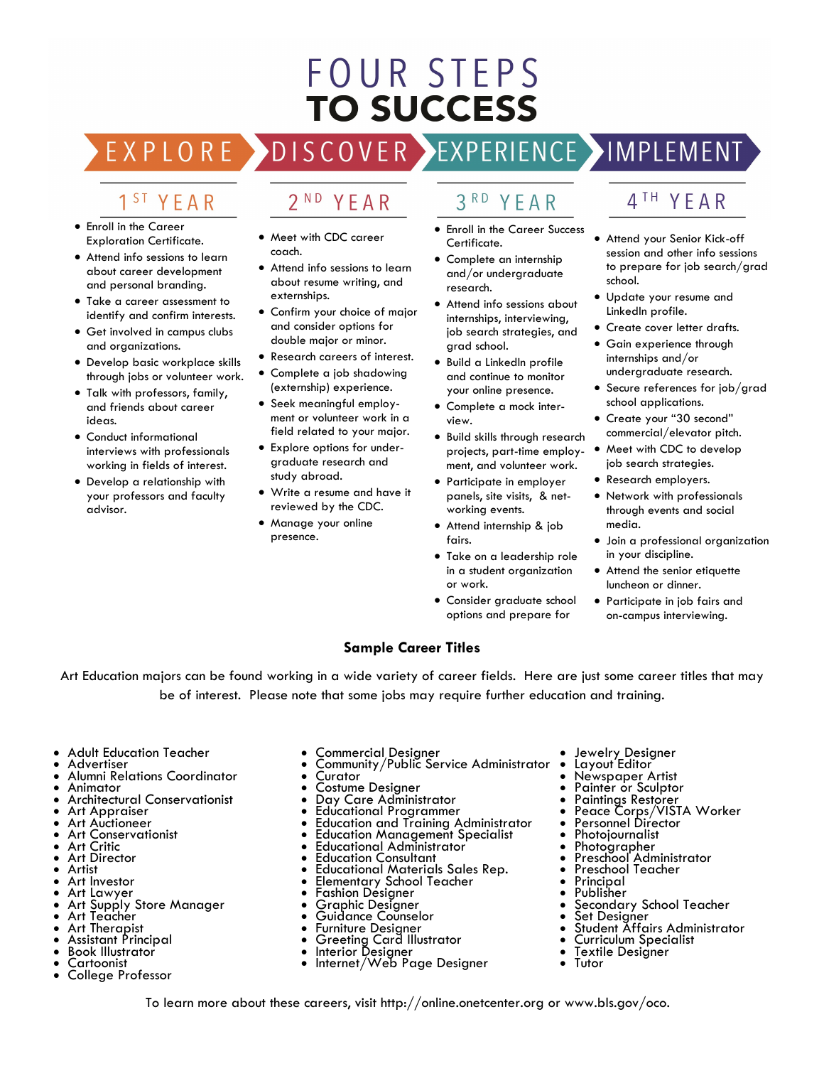# FOUR STEPS TO SUCCESS

**EXPLORE — DISCOVER — EXPERIENCE — IMPLEMENT**

## 1ST YEAR

- Enroll in the Career Exploration Certificate.
- Attend info sessions to learn about career development and personal branding.
- Take a career assessment to identify and confirm interests.
- Get involved in campus clubs and organizations.
- Develop basic workplace skills through jobs or volunteer work.
- Talk with professors, family, and friends about career ideas.
- Conduct informational interviews with professionals working in fields of interest.
- Develop a relationship with your professors and faculty advisor.

## 2ND YEAR

- Meet with CDC career coach.
- Attend info sessions to learn about resume writing, and externships.
- Confirm your choice of major and consider options for double major or minor.
- Research careers of interest.
- Complete a job shadowing (externship) experience.
- Seek meaningful employment or volunteer work in a field related to your major.
- Explore options for undergraduate research and study abroad.
- Write a resume and have it reviewed by the CDC.
- Manage your online presence.

## 3RD YEAR

- Enroll in the Career Success Certificate.
- Complete an internship and/or undergraduate research.
- Attend info sessions about internships, interviewing, job search strategies, and grad school.
- Build a LinkedIn profile and continue to monitor your online presence.
- Complete a mock interview.
- Build skills through research projects, part-time employment, and volunteer work.
- Participate in employer panels, site visits, & networking events.
- Attend internship & job fairs.
- Take on a leadership role in a student organization or work.
- Consider graduate school options and prepare for

## 4TH YEAR

- Attend your Senior Kick-off session and other info sessions to prepare for job search/grad school.
- Update your resume and LinkedIn profile.
- Create cover letter drafts.
- Gain experience through internships and/or undergraduate research.
- Secure references for job/grad school applications.
- Create your "30 second" commercial/elevator pitch.
- Meet with CDC to develop job search strategies.
- Research employers.
- Network with professionals through events and social media.
- Join a professional organization in your discipline.
- Attend the senior etiquette luncheon or dinner.
- Participate in job fairs and on-campus interviewing.

## Sample Career Titles

Art Education majors can be found working in a wide variety of career fields. Here are just some career titles that may be of interest. Please note that some jobs may require further education and training.

- Adult Education Teacher
- Advertiser
- Alumni Relations Coordinator
- Animator
- Architectural Conservationist
- Art Appraiser
- Art Auctioneer
- Art Conservationist
- Art Critic
- Art Director
- Artist
- Art Investor
- Art Lawyer
- Art Supply Store Manager
- Art Teacher
- Art Therapist
- Assistant Principal
- Book Illustrator
- Cartoonist
- College Professor
- Commercial Designer
- Community/Public Service Administrator
- Curator
- Costume Designer
- Day Care Administrator
- Educational Programmer
- Education and Training Administrator
- Education Management Specialist
- Educational Administrator
- Education Consultant
- Educational Materials Sales Rep.
- Elementary School Teacher
- Fashion Designer
- Graphic Designer
- Guidance Counselor
- Furniture Designer
- Greeting Card Illustrator
- Interior Designer
- Internet/Web Page Designer
- Jewelry Designer
- Layout Editor
- Newspaper Artist
- Painter or Sculptor
- Paintings Restorer
- Peace Corps/VISTA Worker
- Personnel Director
- Photojournalist
- Photographer
- Preschool Administrator
- Preschool Teacher
- Principal
- Publisher
- Secondary School Teacher
- Set Designer
- Student Affairs Administrator
- Curriculum Specialist
- Textile Designer
- Tutor

To learn more about these careers, visit http://online.onetcenter.org or www.bls.gov/oco.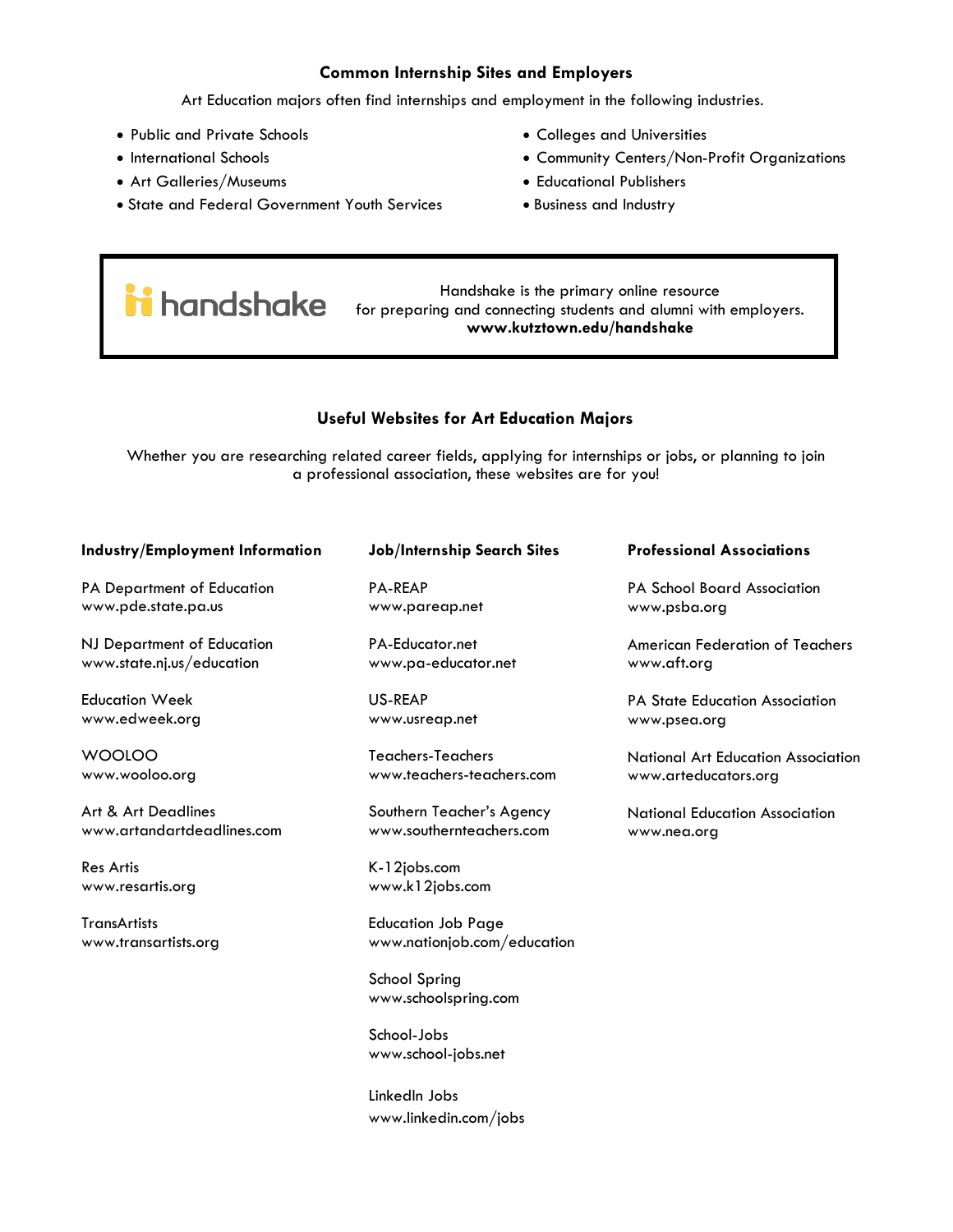## Common Internship Sites and Employers

Art Education majors often find internships and employment in the following industries.

- Public and Private Schools
- International Schools
- Art Galleries/Museums
- State and Federal Government Youth Services
- Colleges and Universities
- Community Centers/Non-Profit Organizations
- Educational Publishers
- Business and Industry

handshake

Handshake is the primary online resource for preparing and connecting students and alumni with employers.
**www.kutztown.edu/handshake**

## Useful Websites for Art Education Majors

Whether you are researching related career fields, applying for internships or jobs, or planning to join a professional association, these websites are for you!

### Industry/Employment Information

PA Department of Education
www.pde.state.pa.us

NJ Department of Education
www.state.nj.us/education

Education Week
www.edweek.org

WOOLOO
www.wooloo.org

Art & Art Deadlines
www.artandartdeadlines.com

Res Artis
www.resartis.org

TransArtists
www.transartists.org

### Job/Internship Search Sites

PA-REAP
www.pareap.net

PA-Educator.net
www.pa-educator.net

US-REAP
www.usreap.net

Teachers-Teachers
www.teachers-teachers.com

Southern Teacher's Agency
www.southernteachers.com

K-12jobs.com
www.k12jobs.com

Education Job Page
www.nationjob.com/education

School Spring
www.schoolspring.com

School-Jobs
www.school-jobs.net

LinkedIn Jobs
www.linkedin.com/jobs

### Professional Associations

PA School Board Association
www.psba.org

American Federation of Teachers
www.aft.org

PA State Education Association
www.psea.org

National Art Education Association
www.arteducators.org

National Education Association
www.nea.org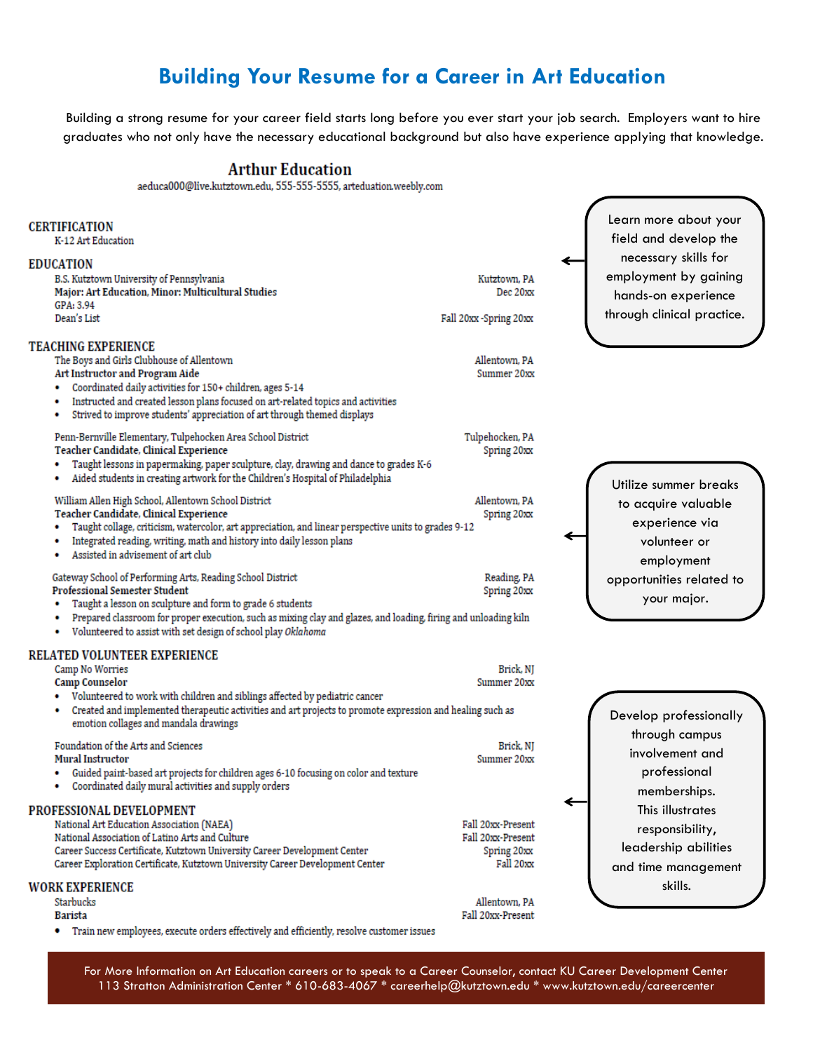# Building Your Resume for a Career in Art Education

Building a strong resume for your career field starts long before you ever start your job search. Employers want to hire graduates who not only have the necessary educational background but also have experience applying that knowledge.

## Arthur Education

aeduca000@live.kutztown.edu, 555-555-5555, arteduation.weebly.com

### CERTIFICATION

K-12 Art Education

### EDUCATION

B.S. Kutztown University of Pennsylvania — Kutztown, PA
**Major: Art Education, Minor: Multicultural Studies** — Dec 20xx
GPA: 3.94
Dean's List — Fall 20xx -Spring 20xx

### TEACHING EXPERIENCE

The Boys and Girls Clubhouse of Allentown — Allentown, PA
**Art Instructor and Program Aide** — Summer 20xx

- Coordinated daily activities for 150+ children, ages 5-14
- Instructed and created lesson plans focused on art-related topics and activities
- Strived to improve students' appreciation of art through themed displays

Penn-Bernville Elementary, Tulpehocken Area School District — Tulpehocken, PA
**Teacher Candidate, Clinical Experience** — Spring 20xx

- Taught lessons in papermaking, paper sculpture, clay, drawing and dance to grades K-6
- Aided students in creating artwork for the Children's Hospital of Philadelphia

William Allen High School, Allentown School District — Allentown, PA
**Teacher Candidate, Clinical Experience** — Spring 20xx

- Taught collage, criticism, watercolor, art appreciation, and linear perspective units to grades 9-12
- Integrated reading, writing, math and history into daily lesson plans
- Assisted in advisement of art club

Gateway School of Performing Arts, Reading School District — Reading, PA
**Professional Semester Student** — Spring 20xx

- Taught a lesson on sculpture and form to grade 6 students
- Prepared classroom for proper execution, such as mixing clay and glazes, and loading, firing and unloading kiln
- Volunteered to assist with set design of school play *Oklahoma*

### RELATED VOLUNTEER EXPERIENCE

Camp No Worries — Brick, NJ
**Camp Counselor** — Summer 20xx

- Volunteered to work with children and siblings affected by pediatric cancer
- Created and implemented therapeutic activities and art projects to promote expression and healing such as emotion collages and mandala drawings

Foundation of the Arts and Sciences — Brick, NJ
**Mural Instructor** — Summer 20xx

- Guided paint-based art projects for children ages 6-10 focusing on color and texture
- Coordinated daily mural activities and supply orders

### PROFESSIONAL DEVELOPMENT

National Art Education Association (NAEA) — Fall 20xx-Present
National Association of Latino Arts and Culture — Fall 20xx-Present
Career Success Certificate, Kutztown University Career Development Center — Spring 20xx
Career Exploration Certificate, Kutztown University Career Development Center — Fall 20xx

### WORK EXPERIENCE

Starbucks — Allentown, PA
**Barista** — Fall 20xx-Present

- Train new employees, execute orders effectively and efficiently, resolve customer issues

---

Learn more about your field and develop the necessary skills for employment by gaining hands-on experience through clinical practice.

Utilize summer breaks to acquire valuable experience via volunteer or employment opportunities related to your major.

Develop professionally through campus involvement and professional memberships. This illustrates responsibility, leadership abilities and time management skills.

---

For More Information on Art Education careers or to speak to a Career Counselor, contact KU Career Development Center
113 Stratton Administration Center * 610-683-4067 * careerhelp@kutztown.edu * www.kutztown.edu/careercenter